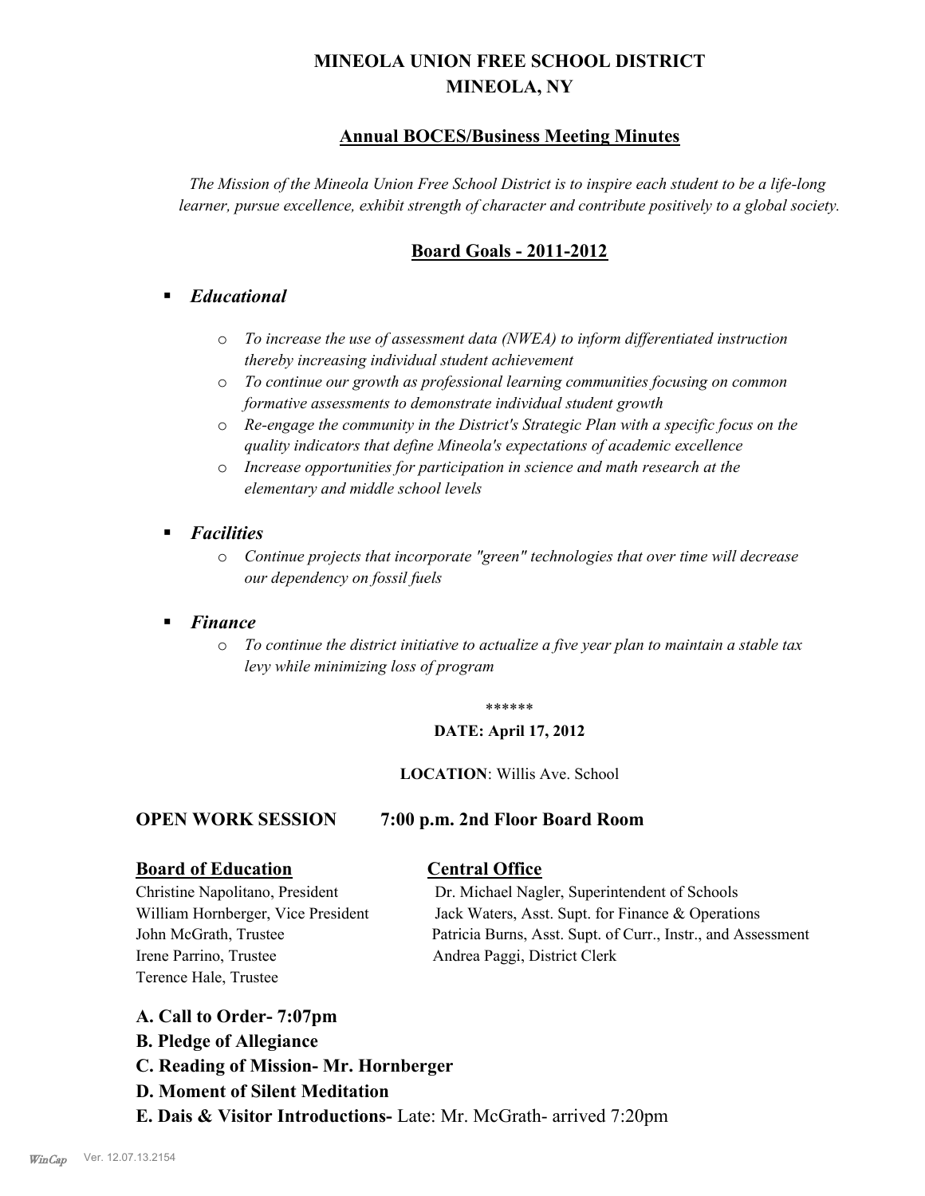# MINEOLA UNION FREE SCHOOL DISTRICT
# MINEOLA, NY

## Annual BOCES/Business Meeting Minutes

*The Mission of the Mineola Union Free School District is to inspire each student to be a life-long learner, pursue excellence, exhibit strength of character and contribute positively to a global society.*

## Board Goals - 2011-2012

- ***Educational***
  - *To increase the use of assessment data (NWEA) to inform differentiated instruction thereby increasing individual student achievement*
  - *To continue our growth as professional learning communities focusing on common formative assessments to demonstrate individual student growth*
  - *Re-engage the community in the District's Strategic Plan with a specific focus on the quality indicators that define Mineola's expectations of academic excellence*
  - *Increase opportunities for participation in science and math research at the elementary and middle school levels*
- ***Facilities***
  - *Continue projects that incorporate "green" technologies that over time will decrease our dependency on fossil fuels*
- ***Finance***
  - *To continue the district initiative to actualize a five year plan to maintain a stable tax levy while minimizing loss of program*

******

**DATE: April 17, 2012**

**LOCATION**: Willis Ave. School

**OPEN WORK SESSION 7:00 p.m. 2nd Floor Board Room**

| **Board of Education** | **Central Office** |
|---|---|
| Christine Napolitano, President | Dr. Michael Nagler, Superintendent of Schools |
| William Hornberger, Vice President | Jack Waters, Asst. Supt. for Finance & Operations |
| John McGrath, Trustee | Patricia Burns, Asst. Supt. of Curr., Instr., and Assessment |
| Irene Parrino, Trustee | Andrea Paggi, District Clerk |
| Terence Hale, Trustee | |

**A. Call to Order- 7:07pm**

**B. Pledge of Allegiance**

**C. Reading of Mission- Mr. Hornberger**

**D. Moment of Silent Meditation**

**E. Dais & Visitor Introductions-** Late: Mr. McGrath- arrived 7:20pm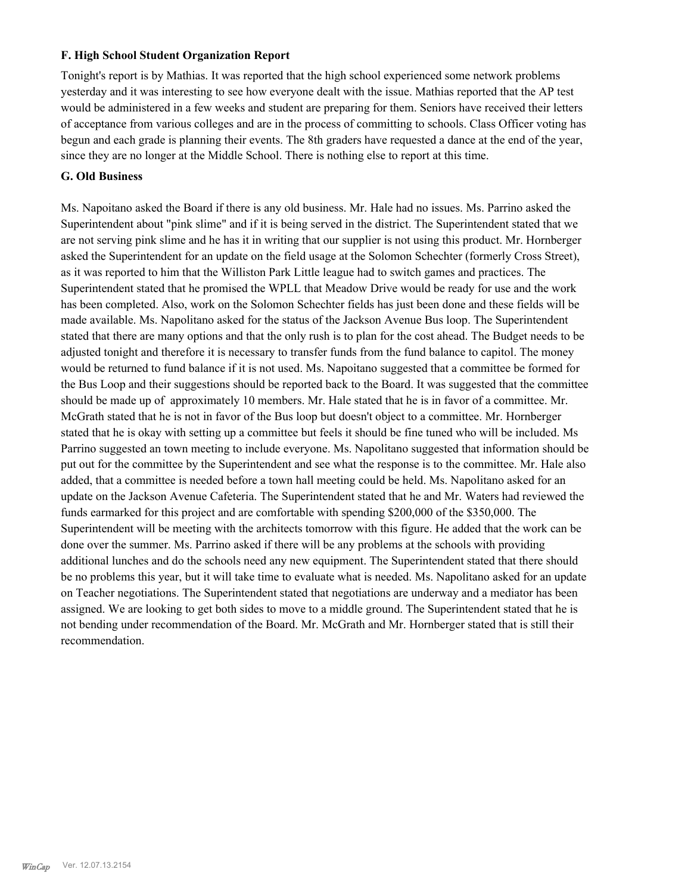### F. High School Student Organization Report

Tonight's report is by Mathias. It was reported that the high school experienced some network problems yesterday and it was interesting to see how everyone dealt with the issue. Mathias reported that the AP test would be administered in a few weeks and student are preparing for them. Seniors have received their letters of acceptance from various colleges and are in the process of committing to schools. Class Officer voting has begun and each grade is planning their events. The 8th graders have requested a dance at the end of the year, since they are no longer at the Middle School. There is nothing else to report at this time.

### G. Old Business

Ms. Napoitano asked the Board if there is any old business. Mr. Hale had no issues. Ms. Parrino asked the Superintendent about "pink slime" and if it is being served in the district. The Superintendent stated that we are not serving pink slime and he has it in writing that our supplier is not using this product. Mr. Hornberger asked the Superintendent for an update on the field usage at the Solomon Schechter (formerly Cross Street), as it was reported to him that the Williston Park Little league had to switch games and practices. The Superintendent stated that he promised the WPLL that Meadow Drive would be ready for use and the work has been completed. Also, work on the Solomon Schechter fields has just been done and these fields will be made available. Ms. Napolitano asked for the status of the Jackson Avenue Bus loop. The Superintendent stated that there are many options and that the only rush is to plan for the cost ahead. The Budget needs to be adjusted tonight and therefore it is necessary to transfer funds from the fund balance to capitol. The money would be returned to fund balance if it is not used. Ms. Napoitano suggested that a committee be formed for the Bus Loop and their suggestions should be reported back to the Board. It was suggested that the committee should be made up of approximately 10 members. Mr. Hale stated that he is in favor of a committee. Mr. McGrath stated that he is not in favor of the Bus loop but doesn't object to a committee. Mr. Hornberger stated that he is okay with setting up a committee but feels it should be fine tuned who will be included. Ms Parrino suggested an town meeting to include everyone. Ms. Napolitano suggested that information should be put out for the committee by the Superintendent and see what the response is to the committee. Mr. Hale also added, that a committee is needed before a town hall meeting could be held. Ms. Napolitano asked for an update on the Jackson Avenue Cafeteria. The Superintendent stated that he and Mr. Waters had reviewed the funds earmarked for this project and are comfortable with spending \$200,000 of the \$350,000. The Superintendent will be meeting with the architects tomorrow with this figure. He added that the work can be done over the summer. Ms. Parrino asked if there will be any problems at the schools with providing additional lunches and do the schools need any new equipment. The Superintendent stated that there should be no problems this year, but it will take time to evaluate what is needed. Ms. Napolitano asked for an update on Teacher negotiations. The Superintendent stated that negotiations are underway and a mediator has been assigned. We are looking to get both sides to move to a middle ground. The Superintendent stated that he is not bending under recommendation of the Board. Mr. McGrath and Mr. Hornberger stated that is still their recommendation.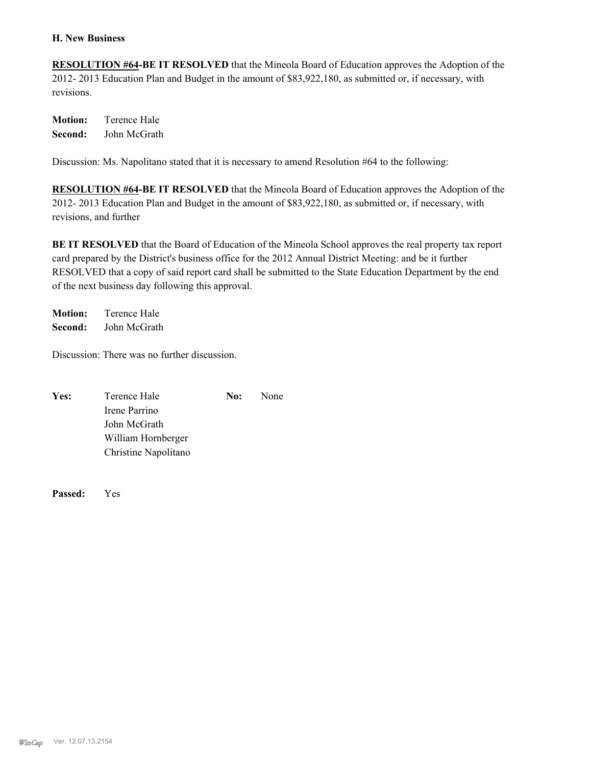**H. New Business**

**RESOLUTION #64-BE IT RESOLVED** that the Mineola Board of Education approves the Adoption of the 2012- 2013 Education Plan and Budget in the amount of $83,922,180, as submitted or, if necessary, with revisions.

**Motion:** Terence Hale
**Second:** John McGrath

Discussion: Ms. Napolitano stated that it is necessary to amend Resolution #64 to the following:

**RESOLUTION #64-BE IT RESOLVED** that the Mineola Board of Education approves the Adoption of the 2012- 2013 Education Plan and Budget in the amount of $83,922,180, as submitted or, if necessary, with revisions, and further

**BE IT RESOLVED** that the Board of Education of the Mineola School approves the real property tax report card prepared by the District's business office for the 2012 Annual District Meeting: and be it further RESOLVED that a copy of said report card shall be submitted to the State Education Department by the end of the next business day following this approval.

**Motion:** Terence Hale
**Second:** John McGrath

Discussion: There was no further discussion.

**Yes:** Terence Hale
Irene Parrino
John McGrath
William Hornberger
Christine Napolitano

**No:** None

**Passed:** Yes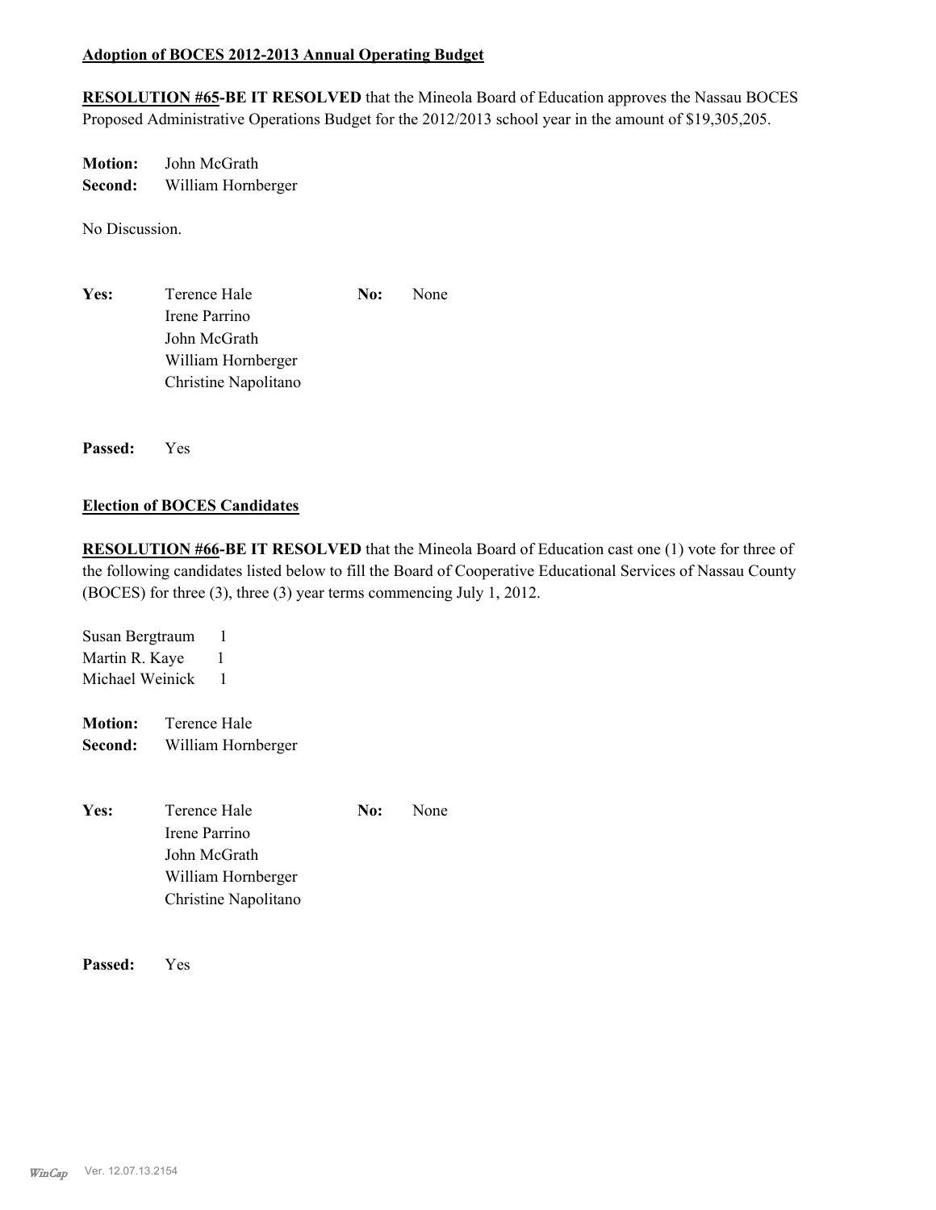**Adoption of BOCES 2012-2013 Annual Operating Budget**

**RESOLUTION #65-BE IT RESOLVED** that the Mineola Board of Education approves the Nassau BOCES Proposed Administrative Operations Budget for the 2012/2013 school year in the amount of $19,305,205.

**Motion:** John McGrath
**Second:** William Hornberger

No Discussion.

**Yes:** Terence Hale
Irene Parrino
John McGrath
William Hornberger
Christine Napolitano

**No:** None

**Passed:** Yes

**Election of BOCES Candidates**

**RESOLUTION #66-BE IT RESOLVED** that the Mineola Board of Education cast one (1) vote for three of the following candidates listed below to fill the Board of Cooperative Educational Services of Nassau County (BOCES) for three (3), three (3) year terms commencing July 1, 2012.

Susan Bergtraum 1
Martin R. Kaye 1
Michael Weinick 1

**Motion:** Terence Hale
**Second:** William Hornberger

**Yes:** Terence Hale
Irene Parrino
John McGrath
William Hornberger
Christine Napolitano

**No:** None

**Passed:** Yes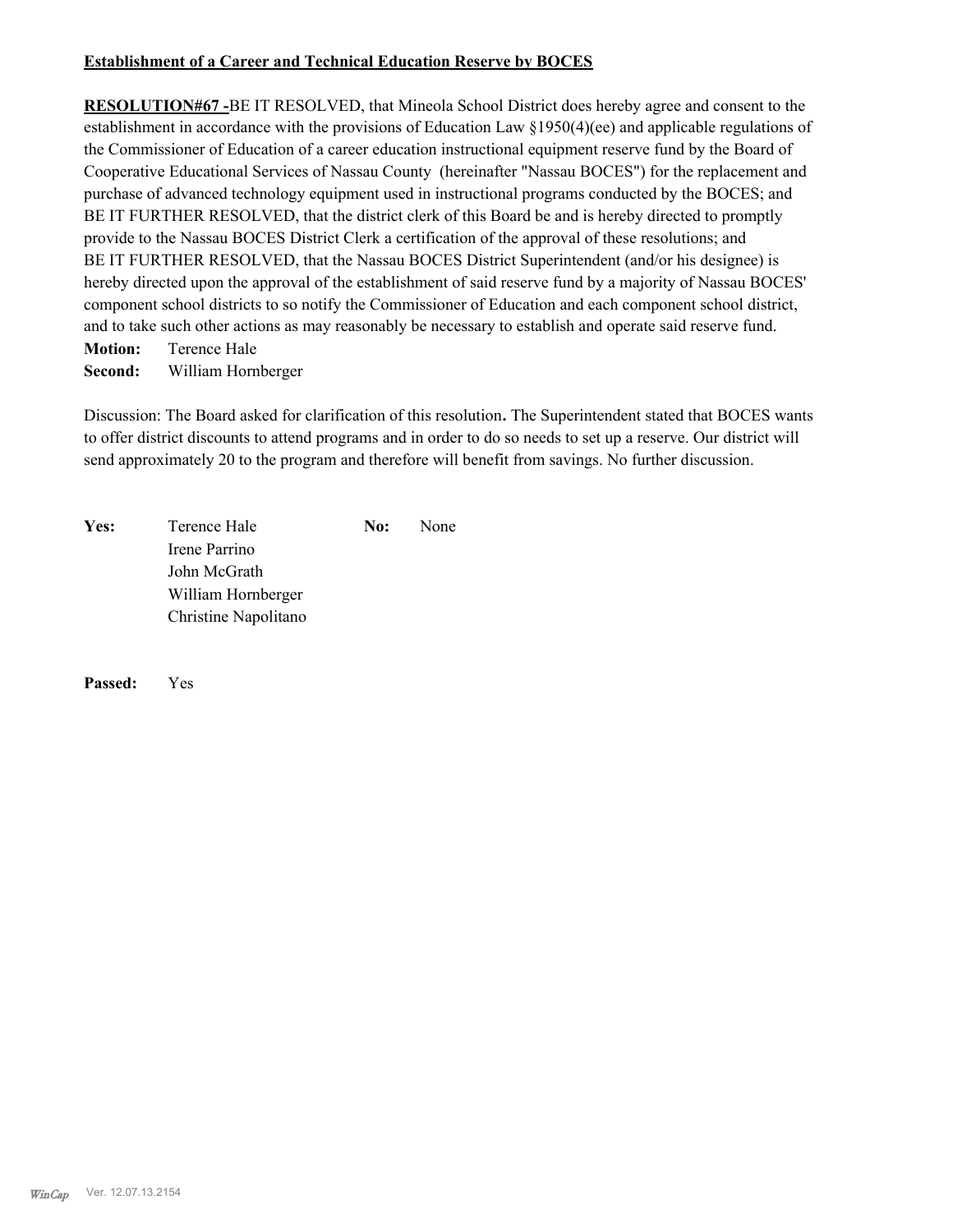**Establishment of a Career and Technical Education Reserve by BOCES**

**RESOLUTION#67 -**BE IT RESOLVED, that Mineola School District does hereby agree and consent to the establishment in accordance with the provisions of Education Law §1950(4)(ee) and applicable regulations of the Commissioner of Education of a career education instructional equipment reserve fund by the Board of Cooperative Educational Services of Nassau County (hereinafter "Nassau BOCES") for the replacement and purchase of advanced technology equipment used in instructional programs conducted by the BOCES; and BE IT FURTHER RESOLVED, that the district clerk of this Board be and is hereby directed to promptly provide to the Nassau BOCES District Clerk a certification of the approval of these resolutions; and BE IT FURTHER RESOLVED, that the Nassau BOCES District Superintendent (and/or his designee) is hereby directed upon the approval of the establishment of said reserve fund by a majority of Nassau BOCES' component school districts to so notify the Commissioner of Education and each component school district, and to take such other actions as may reasonably be necessary to establish and operate said reserve fund.

**Motion:** Terence Hale
**Second:** William Hornberger

Discussion: The Board asked for clarification of this resolution**.** The Superintendent stated that BOCES wants to offer district discounts to attend programs and in order to do so needs to set up a reserve. Our district will send approximately 20 to the program and therefore will benefit from savings. No further discussion.

| **Yes:** | | **No:** | |
|---|---|---|---|
| | Terence Hale | | None |
| | Irene Parrino | | |
| | John McGrath | | |
| | William Hornberger | | |
| | Christine Napolitano | | |

**Passed:** Yes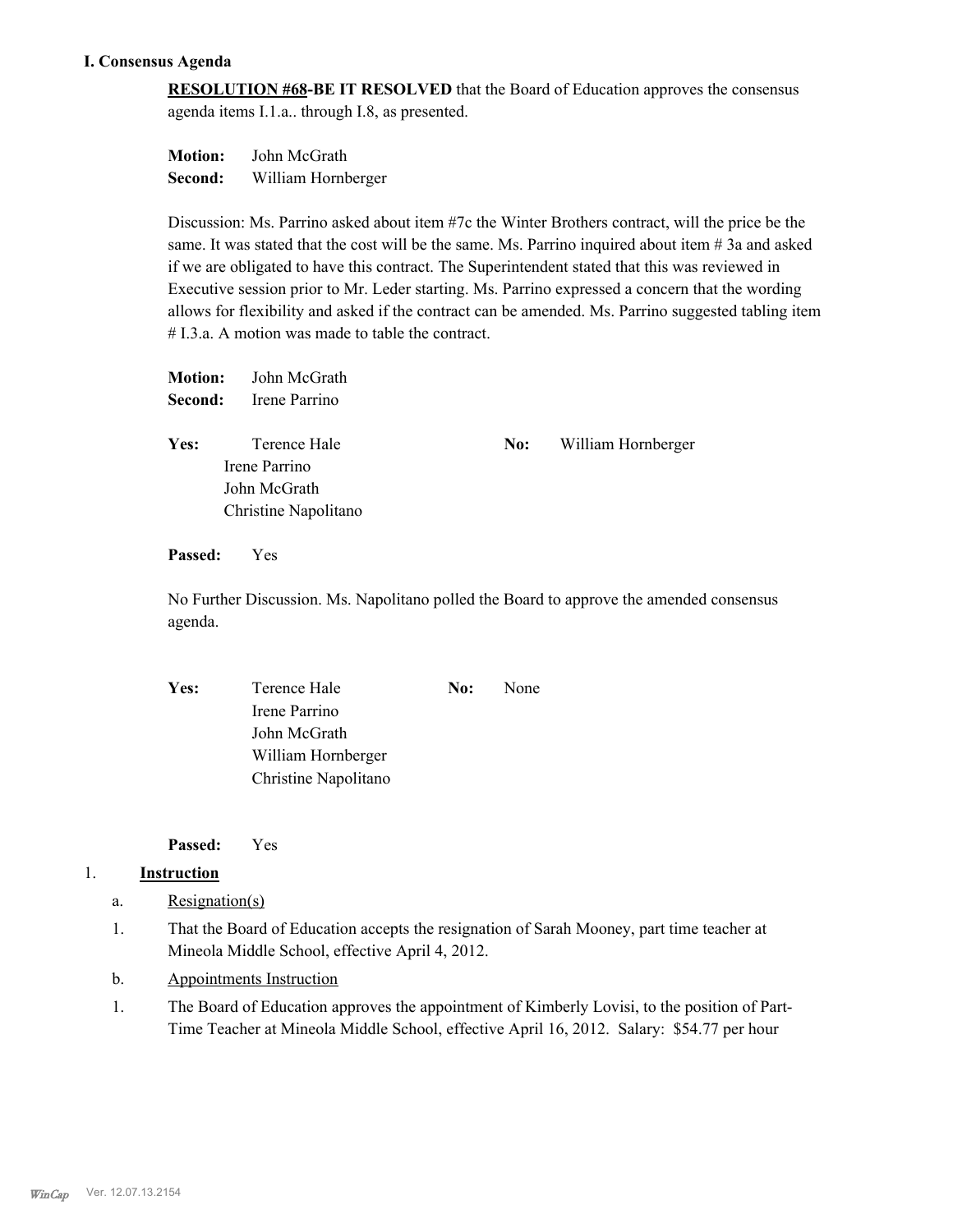## I. Consensus Agenda

**RESOLUTION #68-BE IT RESOLVED** that the Board of Education approves the consensus agenda items I.1.a.. through I.8, as presented.

**Motion:** John McGrath
**Second:** William Hornberger

Discussion: Ms. Parrino asked about item #7c the Winter Brothers contract, will the price be the same. It was stated that the cost will be the same. Ms. Parrino inquired about item # 3a and asked if we are obligated to have this contract. The Superintendent stated that this was reviewed in Executive session prior to Mr. Leder starting. Ms. Parrino expressed a concern that the wording allows for flexibility and asked if the contract can be amended. Ms. Parrino suggested tabling item # I.3.a. A motion was made to table the contract.

**Motion:** John McGrath
**Second:** Irene Parrino

| | | | |
|---|---|---|---|
| **Yes:** | Terence Hale | **No:** | William Hornberger |
| | Irene Parrino | | |
| | John McGrath | | |
| | Christine Napolitano | | |

**Passed:** Yes

No Further Discussion. Ms. Napolitano polled the Board to approve the amended consensus agenda.

| | | | |
|---|---|---|---|
| **Yes:** | Terence Hale | **No:** | None |
| | Irene Parrino | | |
| | John McGrath | | |
| | William Hornberger | | |
| | Christine Napolitano | | |

**Passed:** Yes

1. **Instruction**
   a. Resignation(s)
      1. That the Board of Education accepts the resignation of Sarah Mooney, part time teacher at Mineola Middle School, effective April 4, 2012.
   b. Appointments Instruction
      1. The Board of Education approves the appointment of Kimberly Lovisi, to the position of Part-Time Teacher at Mineola Middle School, effective April 16, 2012. Salary: $54.77 per hour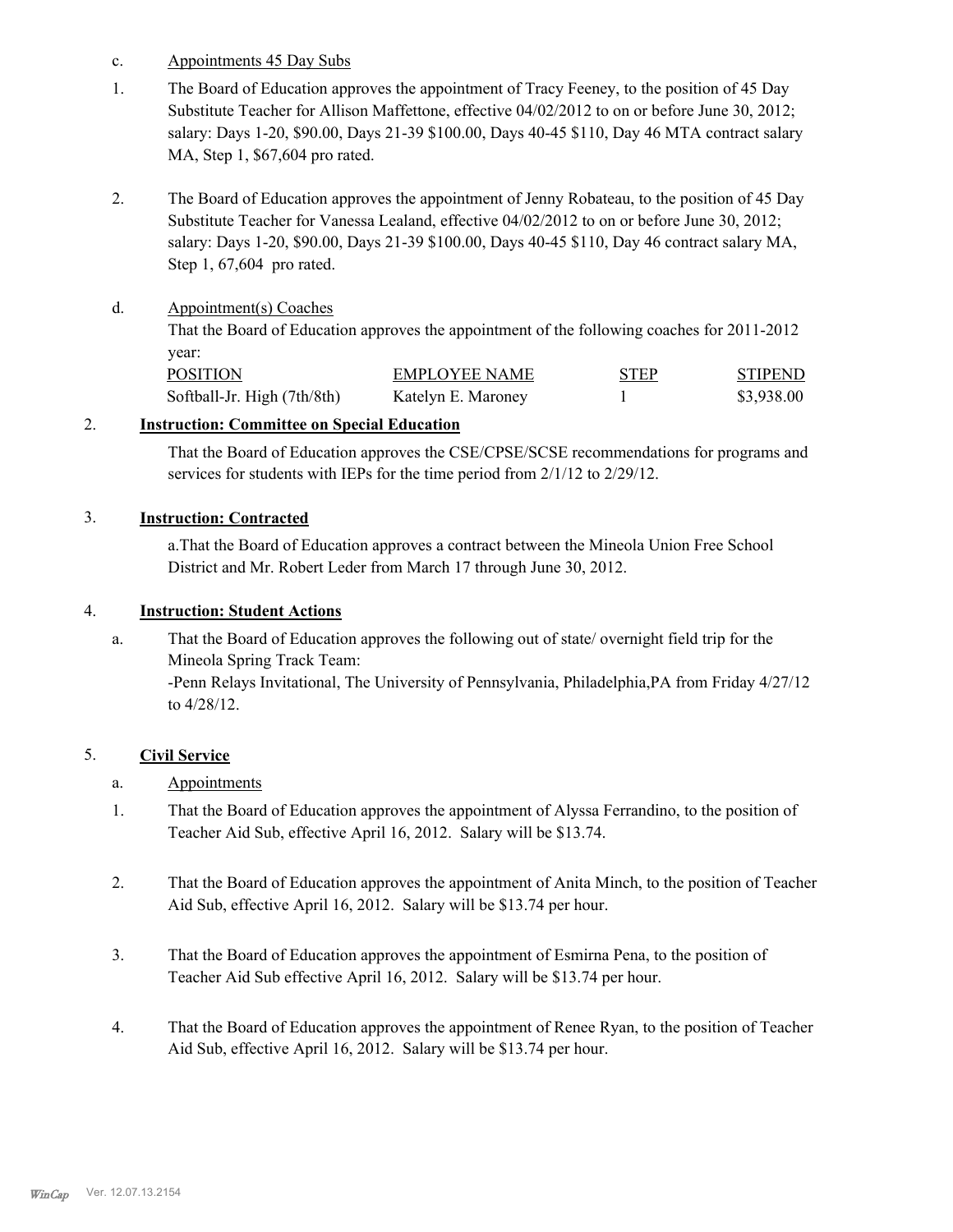c. Appointments 45 Day Subs

1. The Board of Education approves the appointment of Tracy Feeney, to the position of 45 Day Substitute Teacher for Allison Maffettone, effective 04/02/2012 to on or before June 30, 2012; salary: Days 1-20, $90.00, Days 21-39 $100.00, Days 40-45 $110, Day 46 MTA contract salary MA, Step 1, $67,604 pro rated.

2. The Board of Education approves the appointment of Jenny Robateau, to the position of 45 Day Substitute Teacher for Vanessa Lealand, effective 04/02/2012 to on or before June 30, 2012; salary: Days 1-20, $90.00, Days 21-39 $100.00, Days 40-45 $110, Day 46 contract salary MA, Step 1, 67,604 pro rated.

d. Appointment(s) Coaches

That the Board of Education approves the appointment of the following coaches for 2011-2012 year:

| POSITION | EMPLOYEE NAME | STEP | STIPEND |
|---|---|---|---|
| Softball-Jr. High (7th/8th) | Katelyn E. Maroney | 1 | $3,938.00 |

## 2. Instruction: Committee on Special Education

That the Board of Education approves the CSE/CPSE/SCSE recommendations for programs and services for students with IEPs for the time period from 2/1/12 to 2/29/12.

## 3. Instruction: Contracted

a.That the Board of Education approves a contract between the Mineola Union Free School District and Mr. Robert Leder from March 17 through June 30, 2012.

## 4. Instruction: Student Actions

a. That the Board of Education approves the following out of state/ overnight field trip for the Mineola Spring Track Team:
-Penn Relays Invitational, The University of Pennsylvania, Philadelphia,PA from Friday 4/27/12 to 4/28/12.

## 5. Civil Service

a. Appointments

1. That the Board of Education approves the appointment of Alyssa Ferrandino, to the position of Teacher Aid Sub, effective April 16, 2012. Salary will be $13.74.

2. That the Board of Education approves the appointment of Anita Minch, to the position of Teacher Aid Sub, effective April 16, 2012. Salary will be $13.74 per hour.

3. That the Board of Education approves the appointment of Esmirna Pena, to the position of Teacher Aid Sub effective April 16, 2012. Salary will be $13.74 per hour.

4. That the Board of Education approves the appointment of Renee Ryan, to the position of Teacher Aid Sub, effective April 16, 2012. Salary will be $13.74 per hour.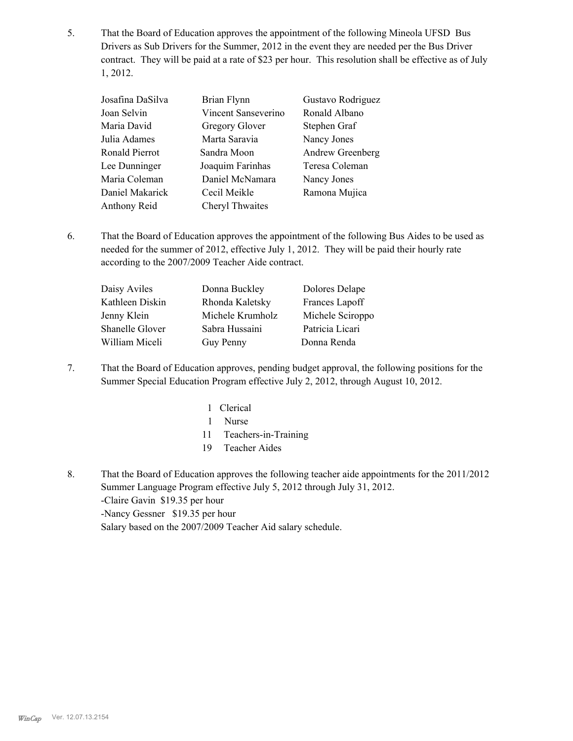5. That the Board of Education approves the appointment of the following Mineola UFSD Bus Drivers as Sub Drivers for the Summer, 2012 in the event they are needed per the Bus Driver contract. They will be paid at a rate of $23 per hour. This resolution shall be effective as of July 1, 2012.

| | | |
|---|---|---|
| Josafina DaSilva | Brian Flynn | Gustavo Rodriguez |
| Joan Selvin | Vincent Sanseverino | Ronald Albano |
| Maria David | Gregory Glover | Stephen Graf |
| Julia Adames | Marta Saravia | Nancy Jones |
| Ronald Pierrot | Sandra Moon | Andrew Greenberg |
| Lee Dunninger | Joaquim Farinhas | Teresa Coleman |
| Maria Coleman | Daniel McNamara | Nancy Jones |
| Daniel Makarick | Cecil Meikle | Ramona Mujica |
| Anthony Reid | Cheryl Thwaites | |

6. That the Board of Education approves the appointment of the following Bus Aides to be used as needed for the summer of 2012, effective July 1, 2012. They will be paid their hourly rate according to the 2007/2009 Teacher Aide contract.

| | | |
|---|---|---|
| Daisy Aviles | Donna Buckley | Dolores Delape |
| Kathleen Diskin | Rhonda Kaletsky | Frances Lapoff |
| Jenny Klein | Michele Krumholz | Michele Sciroppo |
| Shanelle Glover | Sabra Hussaini | Patricia Licari |
| William Miceli | Guy Penny | Donna Renda |

7. That the Board of Education approves, pending budget approval, the following positions for the Summer Special Education Program effective July 2, 2012, through August 10, 2012.

   - 1 Clerical
   - 1 Nurse
   - 11 Teachers-in-Training
   - 19 Teacher Aides

8. That the Board of Education approves the following teacher aide appointments for the 2011/2012 Summer Language Program effective July 5, 2012 through July 31, 2012.
   -Claire Gavin $19.35 per hour
   -Nancy Gessner $19.35 per hour
   Salary based on the 2007/2009 Teacher Aid salary schedule.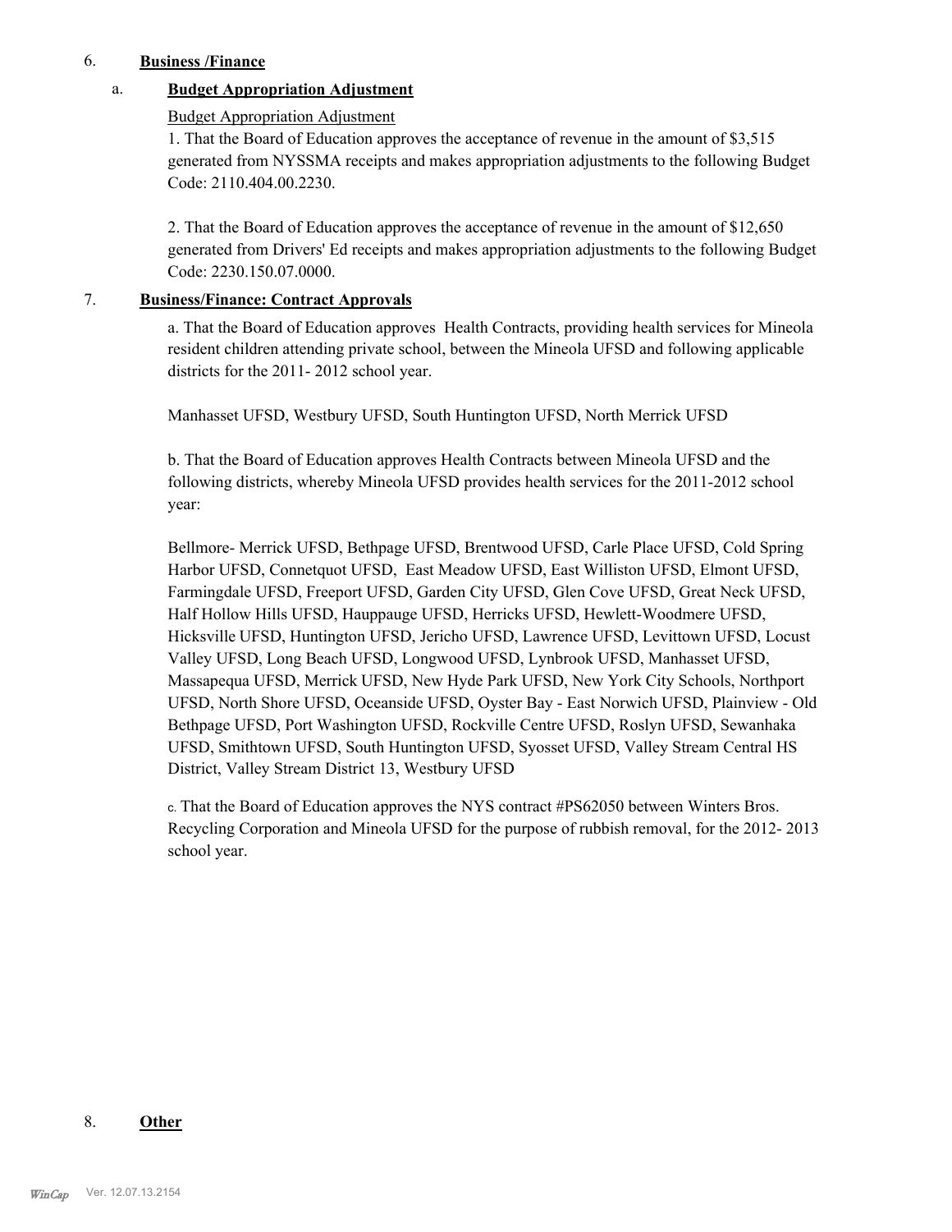6. **Business /Finance**

a. **Budget Appropriation Adjustment**

Budget Appropriation Adjustment

1. That the Board of Education approves the acceptance of revenue in the amount of $3,515 generated from NYSSMA receipts and makes appropriation adjustments to the following Budget Code: 2110.404.00.2230.

2. That the Board of Education approves the acceptance of revenue in the amount of $12,650 generated from Drivers' Ed receipts and makes appropriation adjustments to the following Budget Code: 2230.150.07.0000.

7. **Business/Finance: Contract Approvals**

a. That the Board of Education approves Health Contracts, providing health services for Mineola resident children attending private school, between the Mineola UFSD and following applicable districts for the 2011- 2012 school year.

Manhasset UFSD, Westbury UFSD, South Huntington UFSD, North Merrick UFSD

b. That the Board of Education approves Health Contracts between Mineola UFSD and the following districts, whereby Mineola UFSD provides health services for the 2011-2012 school year:

Bellmore- Merrick UFSD, Bethpage UFSD, Brentwood UFSD, Carle Place UFSD, Cold Spring Harbor UFSD, Connetquot UFSD, East Meadow UFSD, East Williston UFSD, Elmont UFSD, Farmingdale UFSD, Freeport UFSD, Garden City UFSD, Glen Cove UFSD, Great Neck UFSD, Half Hollow Hills UFSD, Hauppauge UFSD, Herricks UFSD, Hewlett-Woodmere UFSD, Hicksville UFSD, Huntington UFSD, Jericho UFSD, Lawrence UFSD, Levittown UFSD, Locust Valley UFSD, Long Beach UFSD, Longwood UFSD, Lynbrook UFSD, Manhasset UFSD, Massapequa UFSD, Merrick UFSD, New Hyde Park UFSD, New York City Schools, Northport UFSD, North Shore UFSD, Oceanside UFSD, Oyster Bay - East Norwich UFSD, Plainview - Old Bethpage UFSD, Port Washington UFSD, Rockville Centre UFSD, Roslyn UFSD, Sewanhaka UFSD, Smithtown UFSD, South Huntington UFSD, Syosset UFSD, Valley Stream Central HS District, Valley Stream District 13, Westbury UFSD

c. That the Board of Education approves the NYS contract #PS62050 between Winters Bros. Recycling Corporation and Mineola UFSD for the purpose of rubbish removal, for the 2012- 2013 school year.

8. **Other**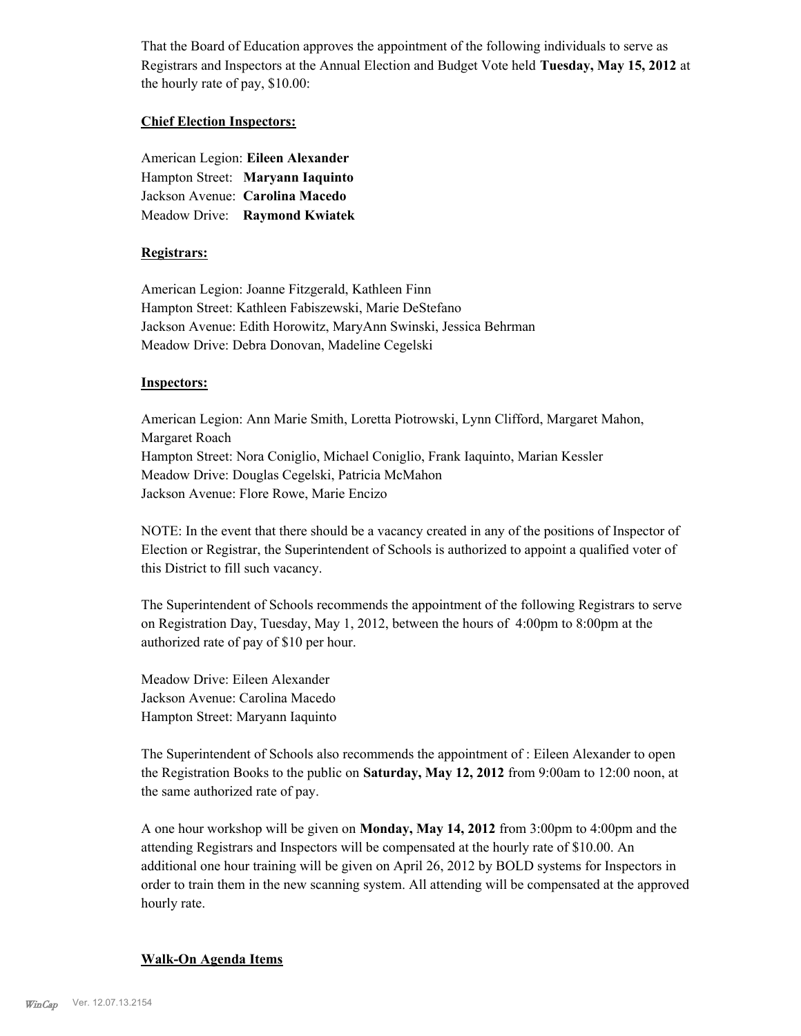That the Board of Education approves the appointment of the following individuals to serve as Registrars and Inspectors at the Annual Election and Budget Vote held **Tuesday, May 15, 2012** at the hourly rate of pay, $10.00:

**Chief Election Inspectors:**

American Legion: **Eileen Alexander**
Hampton Street: **Maryann Iaquinto**
Jackson Avenue: **Carolina Macedo**
Meadow Drive: **Raymond Kwiatek**

**Registrars:**

American Legion: Joanne Fitzgerald, Kathleen Finn
Hampton Street: Kathleen Fabiszewski, Marie DeStefano
Jackson Avenue: Edith Horowitz, MaryAnn Swinski, Jessica Behrman
Meadow Drive: Debra Donovan, Madeline Cegelski

**Inspectors:**

American Legion: Ann Marie Smith, Loretta Piotrowski, Lynn Clifford, Margaret Mahon, Margaret Roach
Hampton Street: Nora Coniglio, Michael Coniglio, Frank Iaquinto, Marian Kessler
Meadow Drive: Douglas Cegelski, Patricia McMahon
Jackson Avenue: Flore Rowe, Marie Encizo

NOTE: In the event that there should be a vacancy created in any of the positions of Inspector of Election or Registrar, the Superintendent of Schools is authorized to appoint a qualified voter of this District to fill such vacancy.

The Superintendent of Schools recommends the appointment of the following Registrars to serve on Registration Day, Tuesday, May 1, 2012, between the hours of 4:00pm to 8:00pm at the authorized rate of pay of $10 per hour.

Meadow Drive: Eileen Alexander
Jackson Avenue: Carolina Macedo
Hampton Street: Maryann Iaquinto

The Superintendent of Schools also recommends the appointment of : Eileen Alexander to open the Registration Books to the public on **Saturday, May 12, 2012** from 9:00am to 12:00 noon, at the same authorized rate of pay.

A one hour workshop will be given on **Monday, May 14, 2012** from 3:00pm to 4:00pm and the attending Registrars and Inspectors will be compensated at the hourly rate of $10.00. An additional one hour training will be given on April 26, 2012 by BOLD systems for Inspectors in order to train them in the new scanning system. All attending will be compensated at the approved hourly rate.

**Walk-On Agenda Items**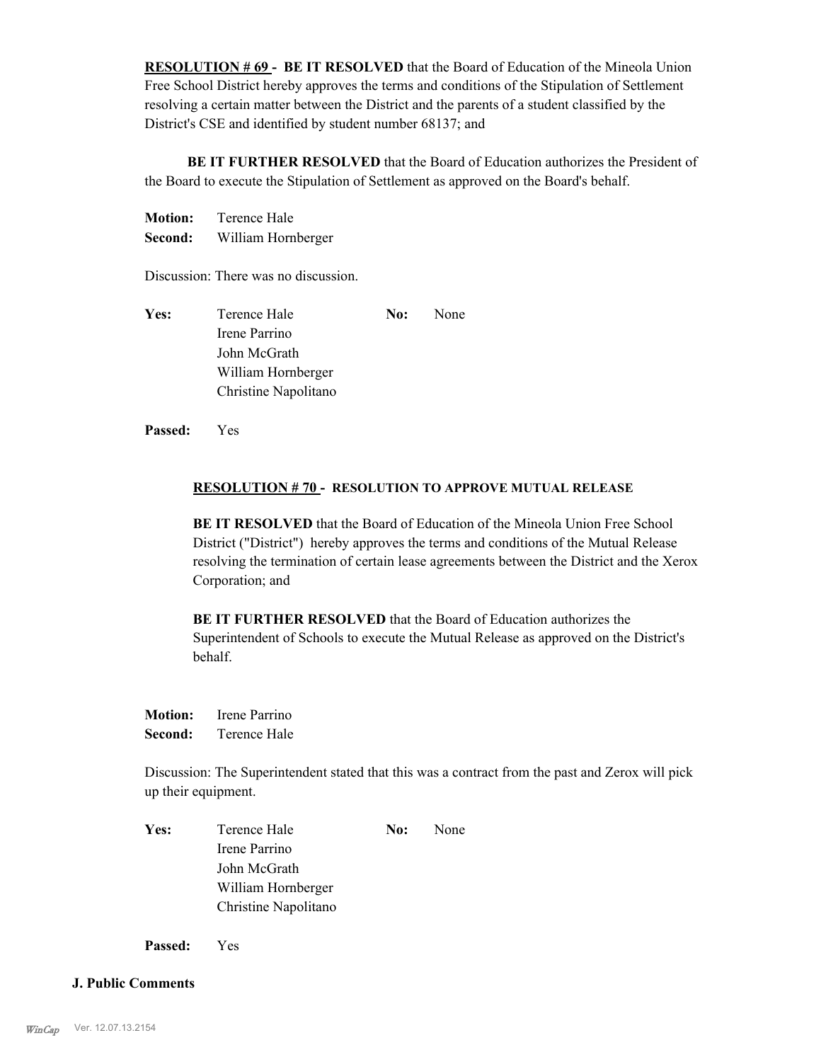**RESOLUTION # 69 - BE IT RESOLVED** that the Board of Education of the Mineola Union Free School District hereby approves the terms and conditions of the Stipulation of Settlement resolving a certain matter between the District and the parents of a student classified by the District's CSE and identified by student number 68137; and

**BE IT FURTHER RESOLVED** that the Board of Education authorizes the President of the Board to execute the Stipulation of Settlement as approved on the Board's behalf.

**Motion:** Terence Hale
**Second:** William Hornberger

Discussion: There was no discussion.

**Yes:** Terence Hale
Irene Parrino
John McGrath
William Hornberger
Christine Napolitano

**No:** None

**Passed:** Yes

**RESOLUTION # 70 - RESOLUTION TO APPROVE MUTUAL RELEASE**

**BE IT RESOLVED** that the Board of Education of the Mineola Union Free School District ("District") hereby approves the terms and conditions of the Mutual Release resolving the termination of certain lease agreements between the District and the Xerox Corporation; and

**BE IT FURTHER RESOLVED** that the Board of Education authorizes the Superintendent of Schools to execute the Mutual Release as approved on the District's behalf.

**Motion:** Irene Parrino
**Second:** Terence Hale

Discussion: The Superintendent stated that this was a contract from the past and Zerox will pick up their equipment.

**Yes:** Terence Hale
Irene Parrino
John McGrath
William Hornberger
Christine Napolitano

**No:** None

**Passed:** Yes

### J. Public Comments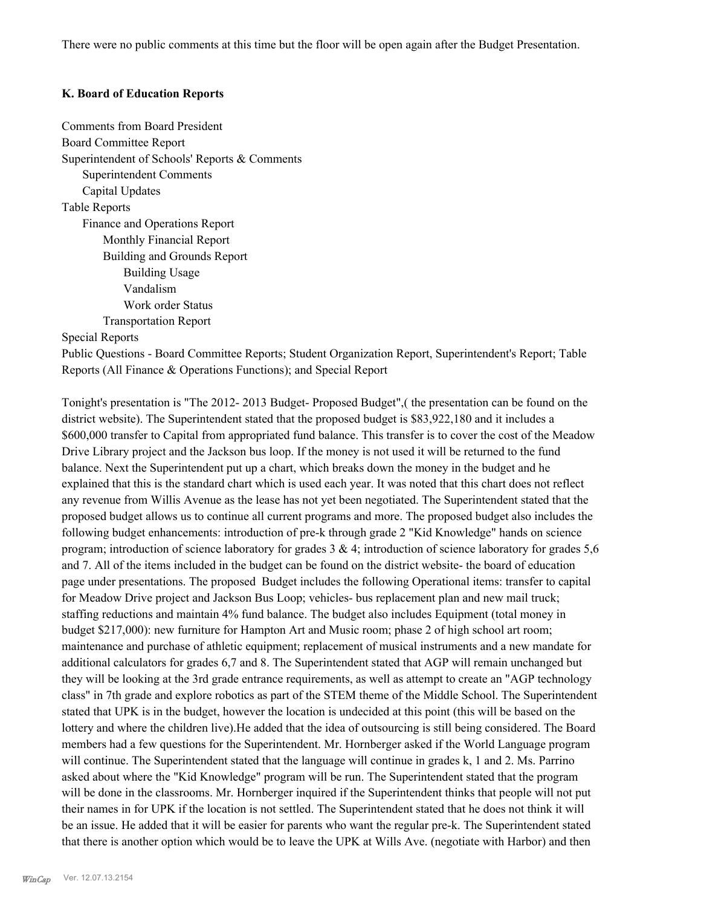There were no public comments at this time but the floor will be open again after the Budget Presentation.

### K. Board of Education Reports

Comments from Board President
Board Committee Report
Superintendent of Schools' Reports & Comments
    Superintendent Comments
    Capital Updates
Table Reports
    Finance and Operations Report
        Monthly Financial Report
        Building and Grounds Report
            Building Usage
            Vandalism
            Work order Status
        Transportation Report
Special Reports
Public Questions - Board Committee Reports; Student Organization Report, Superintendent's Report; Table Reports (All Finance & Operations Functions); and Special Report

Tonight's presentation is "The 2012- 2013 Budget- Proposed Budget",( the presentation can be found on the district website). The Superintendent stated that the proposed budget is $83,922,180 and it includes a $600,000 transfer to Capital from appropriated fund balance. This transfer is to cover the cost of the Meadow Drive Library project and the Jackson bus loop. If the money is not used it will be returned to the fund balance. Next the Superintendent put up a chart, which breaks down the money in the budget and he explained that this is the standard chart which is used each year. It was noted that this chart does not reflect any revenue from Willis Avenue as the lease has not yet been negotiated. The Superintendent stated that the proposed budget allows us to continue all current programs and more. The proposed budget also includes the following budget enhancements: introduction of pre-k through grade 2 "Kid Knowledge" hands on science program; introduction of science laboratory for grades 3 & 4; introduction of science laboratory for grades 5,6 and 7. All of the items included in the budget can be found on the district website- the board of education page under presentations. The proposed Budget includes the following Operational items: transfer to capital for Meadow Drive project and Jackson Bus Loop; vehicles- bus replacement plan and new mail truck; staffing reductions and maintain 4% fund balance. The budget also includes Equipment (total money in budget $217,000): new furniture for Hampton Art and Music room; phase 2 of high school art room; maintenance and purchase of athletic equipment; replacement of musical instruments and a new mandate for additional calculators for grades 6,7 and 8. The Superintendent stated that AGP will remain unchanged but they will be looking at the 3rd grade entrance requirements, as well as attempt to create an "AGP technology class" in 7th grade and explore robotics as part of the STEM theme of the Middle School. The Superintendent stated that UPK is in the budget, however the location is undecided at this point (this will be based on the lottery and where the children live).He added that the idea of outsourcing is still being considered. The Board members had a few questions for the Superintendent. Mr. Hornberger asked if the World Language program will continue. The Superintendent stated that the language will continue in grades k, 1 and 2. Ms. Parrino asked about where the "Kid Knowledge" program will be run. The Superintendent stated that the program will be done in the classrooms. Mr. Hornberger inquired if the Superintendent thinks that people will not put their names in for UPK if the location is not settled. The Superintendent stated that he does not think it will be an issue. He added that it will be easier for parents who want the regular pre-k. The Superintendent stated that there is another option which would be to leave the UPK at Wills Ave. (negotiate with Harbor) and then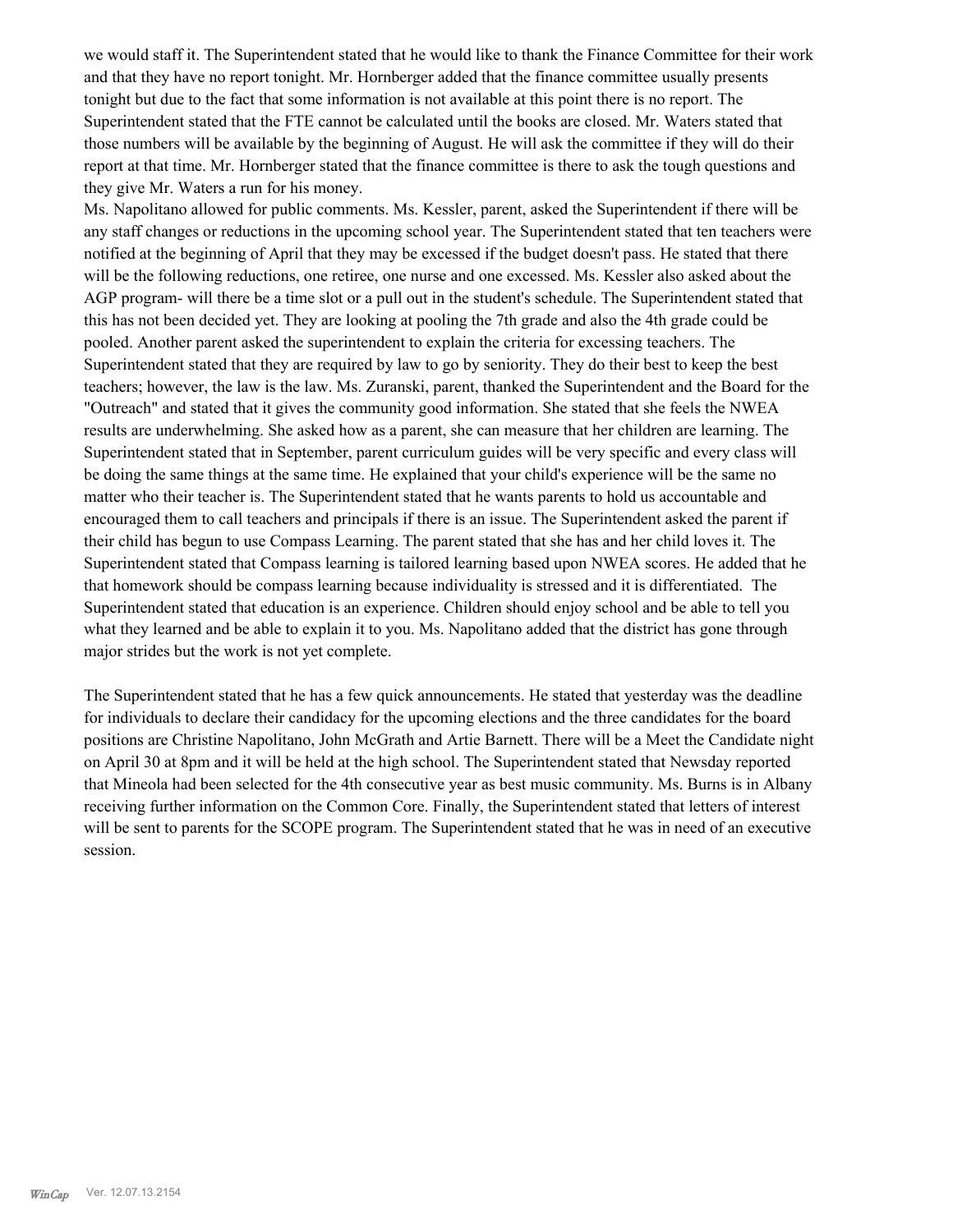we would staff it. The Superintendent stated that he would like to thank the Finance Committee for their work and that they have no report tonight. Mr. Hornberger added that the finance committee usually presents tonight but due to the fact that some information is not available at this point there is no report. The Superintendent stated that the FTE cannot be calculated until the books are closed. Mr. Waters stated that those numbers will be available by the beginning of August. He will ask the committee if they will do their report at that time. Mr. Hornberger stated that the finance committee is there to ask the tough questions and they give Mr. Waters a run for his money.

Ms. Napolitano allowed for public comments. Ms. Kessler, parent, asked the Superintendent if there will be any staff changes or reductions in the upcoming school year. The Superintendent stated that ten teachers were notified at the beginning of April that they may be excessed if the budget doesn't pass. He stated that there will be the following reductions, one retiree, one nurse and one excessed. Ms. Kessler also asked about the AGP program- will there be a time slot or a pull out in the student's schedule. The Superintendent stated that this has not been decided yet. They are looking at pooling the 7th grade and also the 4th grade could be pooled. Another parent asked the superintendent to explain the criteria for excessing teachers. The Superintendent stated that they are required by law to go by seniority. They do their best to keep the best teachers; however, the law is the law. Ms. Zuranski, parent, thanked the Superintendent and the Board for the "Outreach" and stated that it gives the community good information. She stated that she feels the NWEA results are underwhelming. She asked how as a parent, she can measure that her children are learning. The Superintendent stated that in September, parent curriculum guides will be very specific and every class will be doing the same things at the same time. He explained that your child's experience will be the same no matter who their teacher is. The Superintendent stated that he wants parents to hold us accountable and encouraged them to call teachers and principals if there is an issue. The Superintendent asked the parent if their child has begun to use Compass Learning. The parent stated that she has and her child loves it. The Superintendent stated that Compass learning is tailored learning based upon NWEA scores. He added that he that homework should be compass learning because individuality is stressed and it is differentiated. The Superintendent stated that education is an experience. Children should enjoy school and be able to tell you what they learned and be able to explain it to you. Ms. Napolitano added that the district has gone through major strides but the work is not yet complete.

The Superintendent stated that he has a few quick announcements. He stated that yesterday was the deadline for individuals to declare their candidacy for the upcoming elections and the three candidates for the board positions are Christine Napolitano, John McGrath and Artie Barnett. There will be a Meet the Candidate night on April 30 at 8pm and it will be held at the high school. The Superintendent stated that Newsday reported that Mineola had been selected for the 4th consecutive year as best music community. Ms. Burns is in Albany receiving further information on the Common Core. Finally, the Superintendent stated that letters of interest will be sent to parents for the SCOPE program. The Superintendent stated that he was in need of an executive session.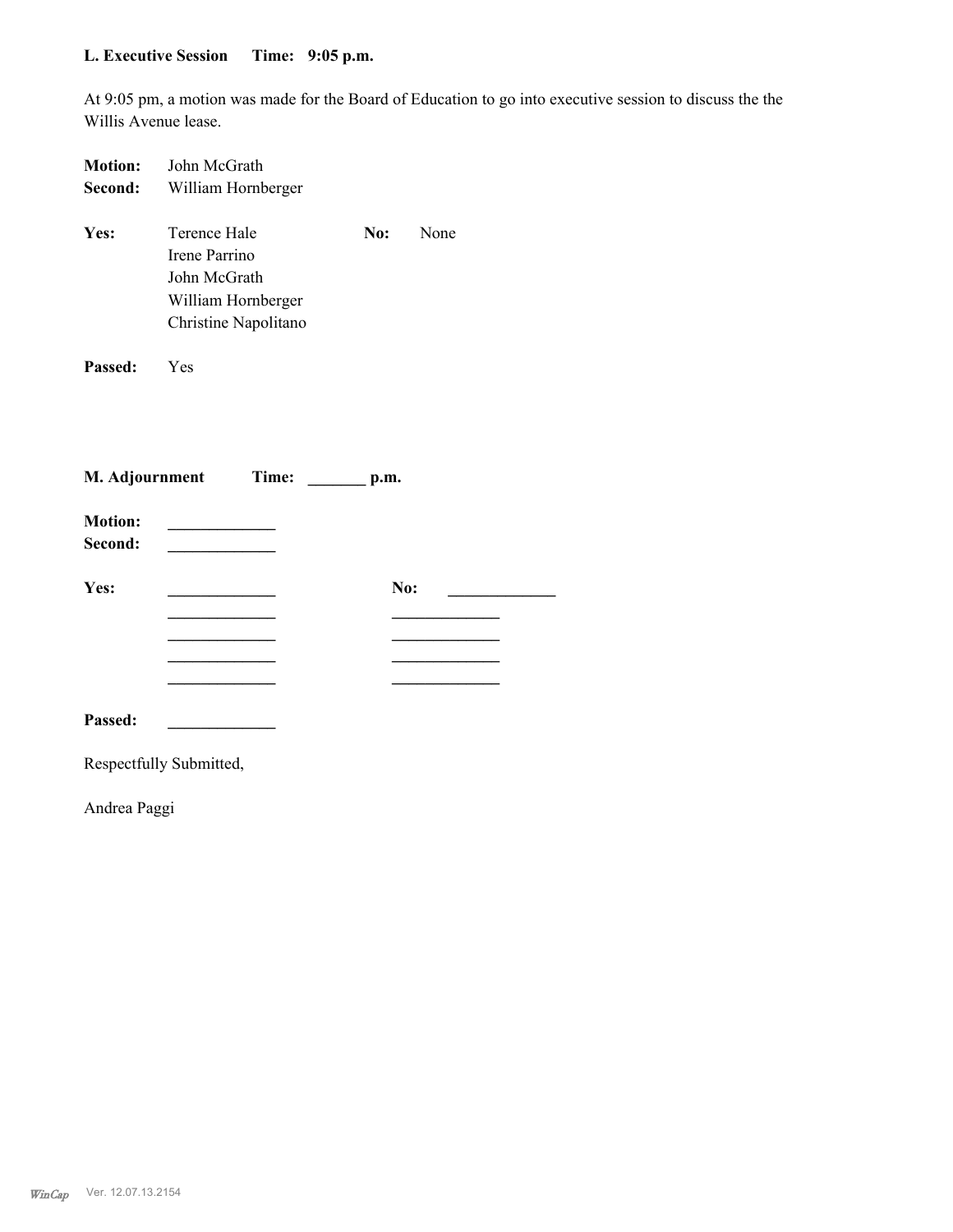**L. Executive Session  Time: 9:05 p.m.**

At 9:05 pm, a motion was made for the Board of Education to go into executive session to discuss the the Willis Avenue lease.

**Motion:** John McGrath
**Second:** William Hornberger

**Yes:** Terence Hale
Irene Parrino
John McGrath
William Hornberger
Christine Napolitano

**No:** None

**Passed:** Yes

**M. Adjournment  Time: _______ p.m.**

**Motion:** _____________
**Second:** _____________

**Yes:** _____________
_____________
_____________
_____________
_____________

**No:** _____________
_____________
_____________
_____________
_____________

**Passed:** _____________

Respectfully Submitted,

Andrea Paggi